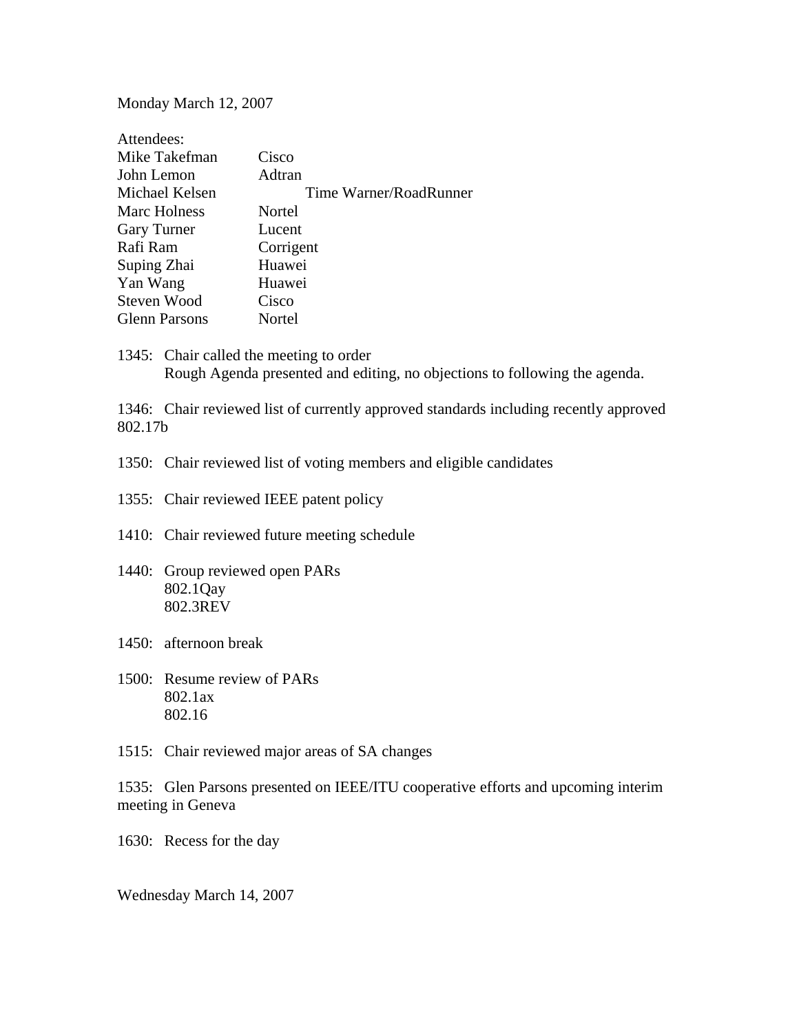Monday March 12, 2007

Attendees:

| | |
|---|---|
| Mike Takefman | Cisco |
| John Lemon | Adtran |
| Michael Kelsen | Time Warner/RoadRunner |
| Marc Holness | Nortel |
| Gary Turner | Lucent |
| Rafi Ram | Corrigent |
| Suping Zhai | Huawei |
| Yan Wang | Huawei |
| Steven Wood | Cisco |
| Glenn Parsons | Nortel |

1345: Chair called the meeting to order
Rough Agenda presented and editing, no objections to following the agenda.

1346: Chair reviewed list of currently approved standards including recently approved 802.17b

1350: Chair reviewed list of voting members and eligible candidates

1355: Chair reviewed IEEE patent policy

1410: Chair reviewed future meeting schedule

1440: Group reviewed open PARs
802.1Qay
802.3REV

1450: afternoon break

1500: Resume review of PARs
802.1ax
802.16

1515: Chair reviewed major areas of SA changes

1535: Glen Parsons presented on IEEE/ITU cooperative efforts and upcoming interim meeting in Geneva

1630: Recess for the day

Wednesday March 14, 2007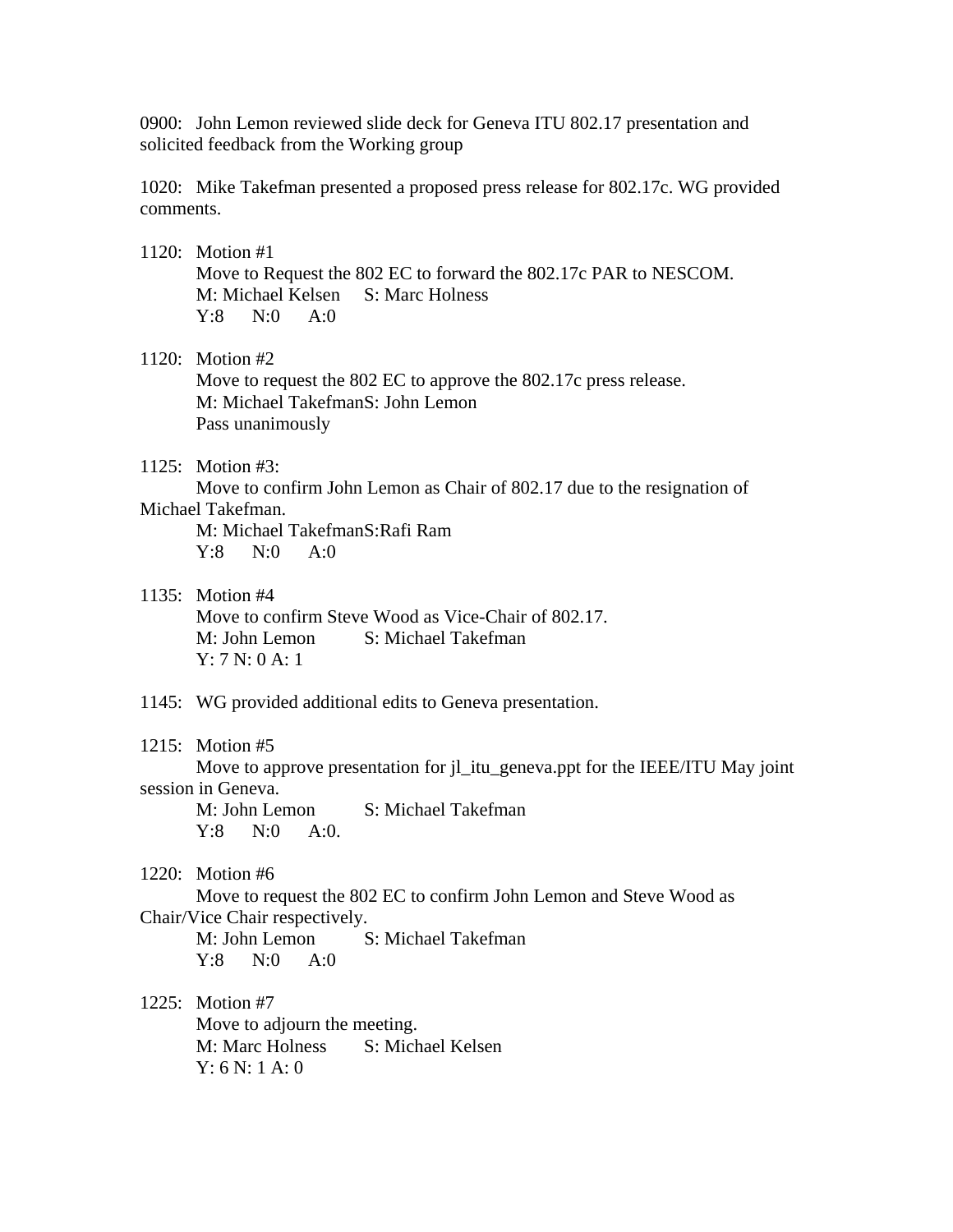0900: John Lemon reviewed slide deck for Geneva ITU 802.17 presentation and solicited feedback from the Working group

1020: Mike Takefman presented a proposed press release for 802.17c. WG provided comments.

1120: Motion #1
Move to Request the 802 EC to forward the 802.17c PAR to NESCOM.
M: Michael Kelsen S: Marc Holness
Y:8 N:0 A:0

1120: Motion #2
Move to request the 802 EC to approve the 802.17c press release.
M: Michael TakefmanS: John Lemon
Pass unanimously

1125: Motion #3:
Move to confirm John Lemon as Chair of 802.17 due to the resignation of Michael Takefman.
M: Michael TakefmanS:Rafi Ram
Y:8 N:0 A:0

1135: Motion #4
Move to confirm Steve Wood as Vice-Chair of 802.17.
M: John Lemon S: Michael Takefman
Y: 7 N: 0 A: 1

1145: WG provided additional edits to Geneva presentation.

1215: Motion #5
Move to approve presentation for jl_itu_geneva.ppt for the IEEE/ITU May joint session in Geneva.
M: John Lemon S: Michael Takefman
Y:8 N:0 A:0.

1220: Motion #6
Move to request the 802 EC to confirm John Lemon and Steve Wood as Chair/Vice Chair respectively.
M: John Lemon S: Michael Takefman
Y:8 N:0 A:0

1225: Motion #7
Move to adjourn the meeting.
M: Marc Holness S: Michael Kelsen
Y: 6 N: 1 A: 0